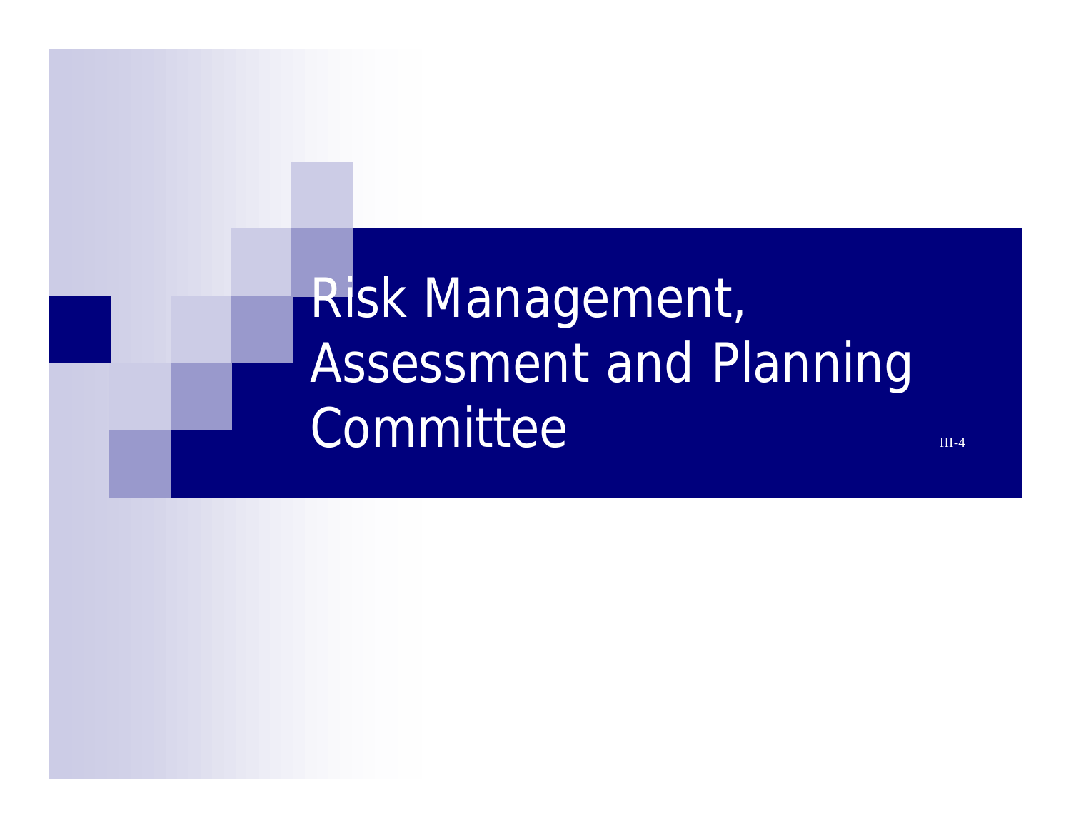# Risk Management, Assessment and Planning Committee

III-4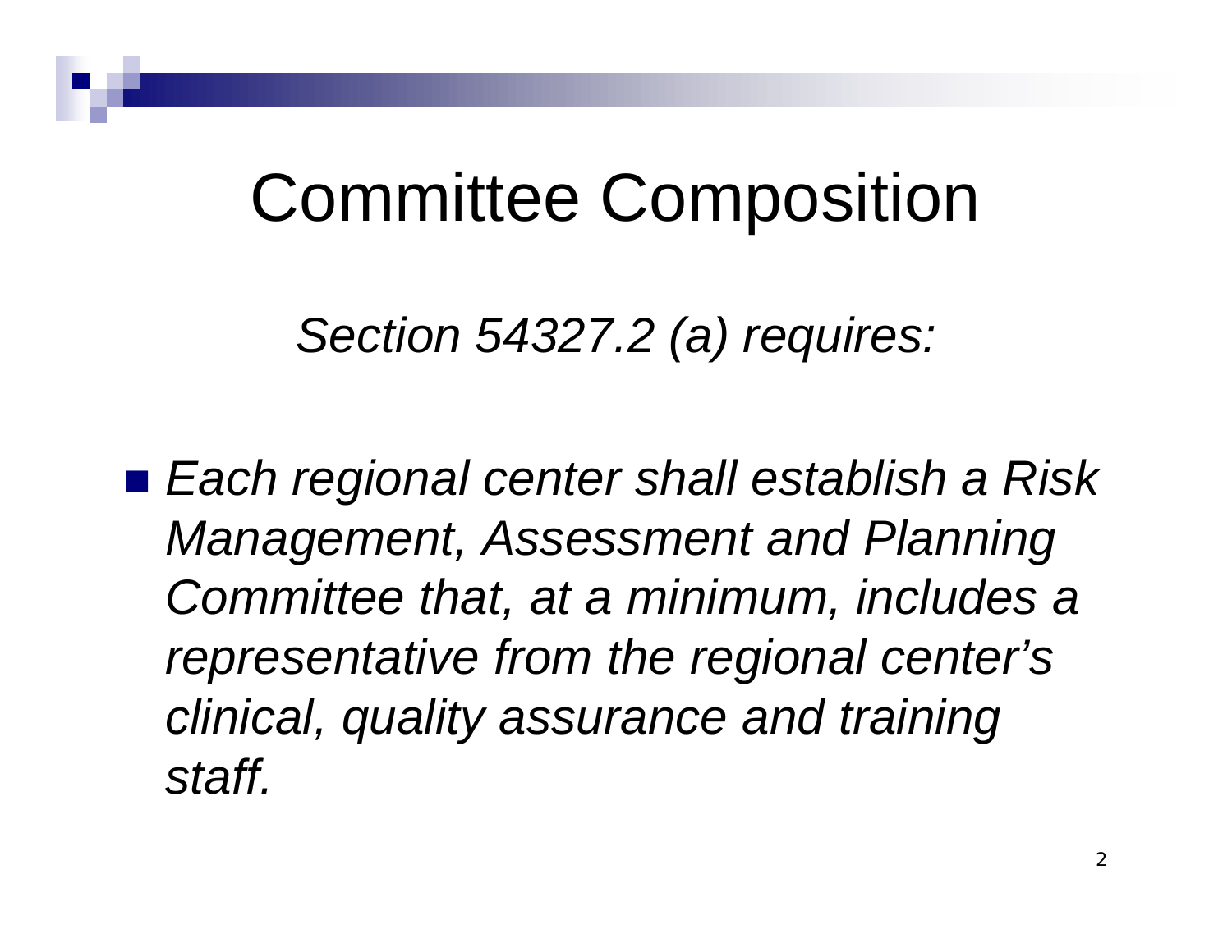# Committee Composition

*Section 54327.2 (a) requires:*

- *Each regional center shall establish a Risk Management, Assessment and Planning Committee that, at a minimum, includes a representative from the regional center's clinical, quality assurance and training staff.*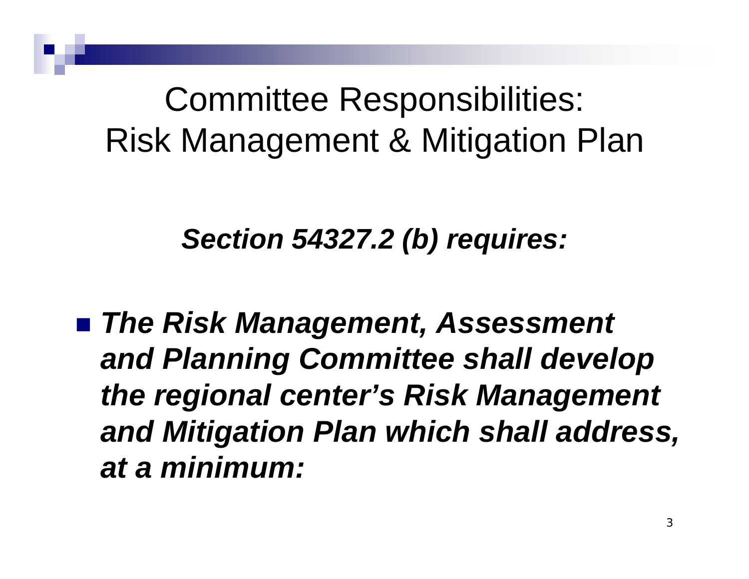# Committee Responsibilities: Risk Management & Mitigation Plan

***Section 54327.2 (b) requires:***

- ***The Risk Management, Assessment and Planning Committee shall develop the regional center's Risk Management and Mitigation Plan which shall address, at a minimum:***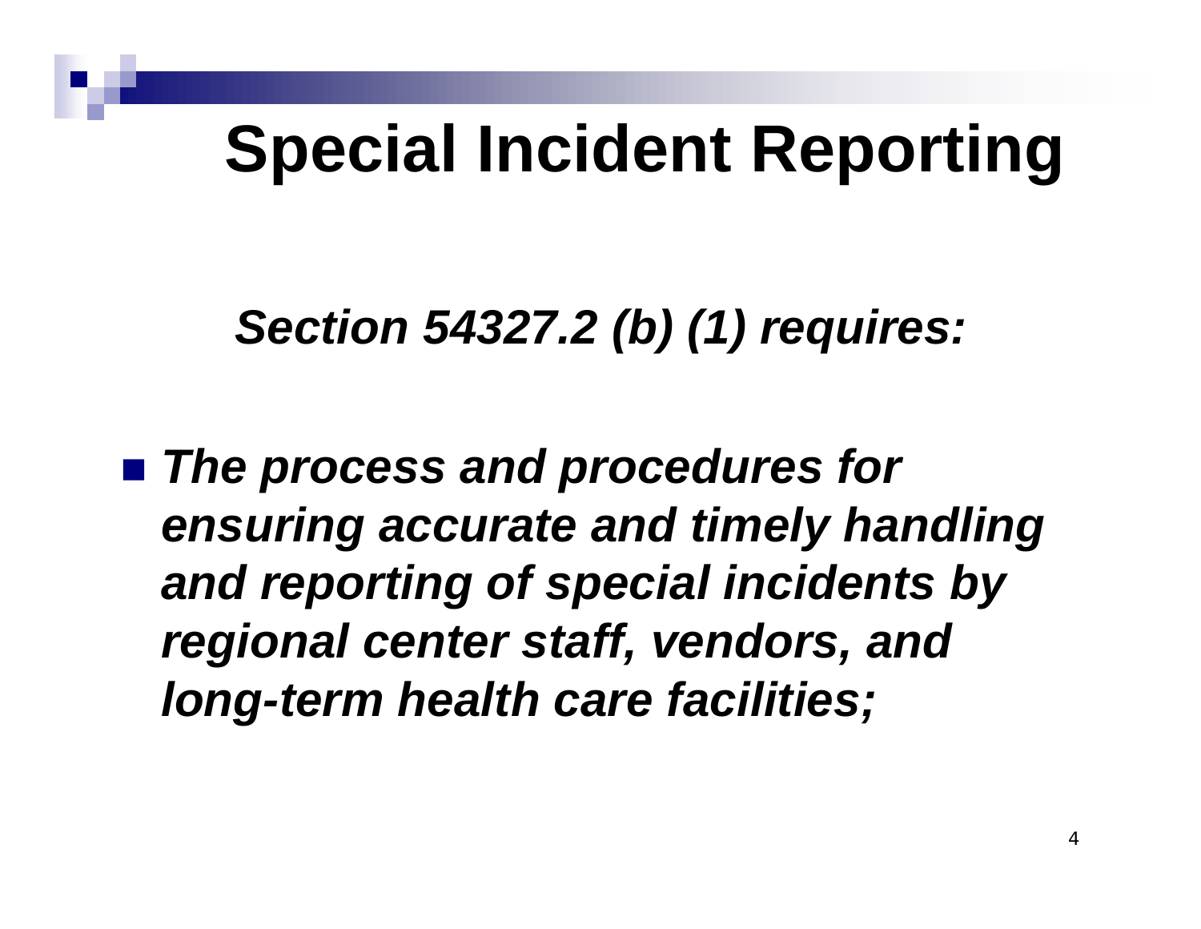# Special Incident Reporting

***Section 54327.2 (b) (1) requires:***

- ***The process and procedures for ensuring accurate and timely handling and reporting of special incidents by regional center staff, vendors, and long-term health care facilities;***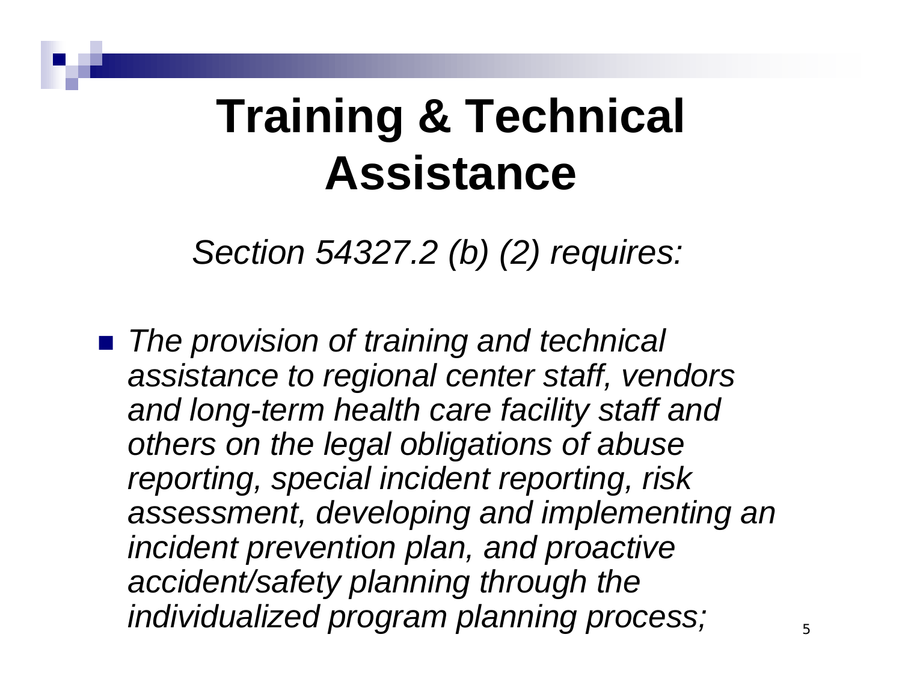# Training & Technical Assistance

*Section 54327.2 (b) (2) requires:*

- *The provision of training and technical assistance to regional center staff, vendors and long-term health care facility staff and others on the legal obligations of abuse reporting, special incident reporting, risk assessment, developing and implementing an incident prevention plan, and proactive accident/safety planning through the individualized program planning process;*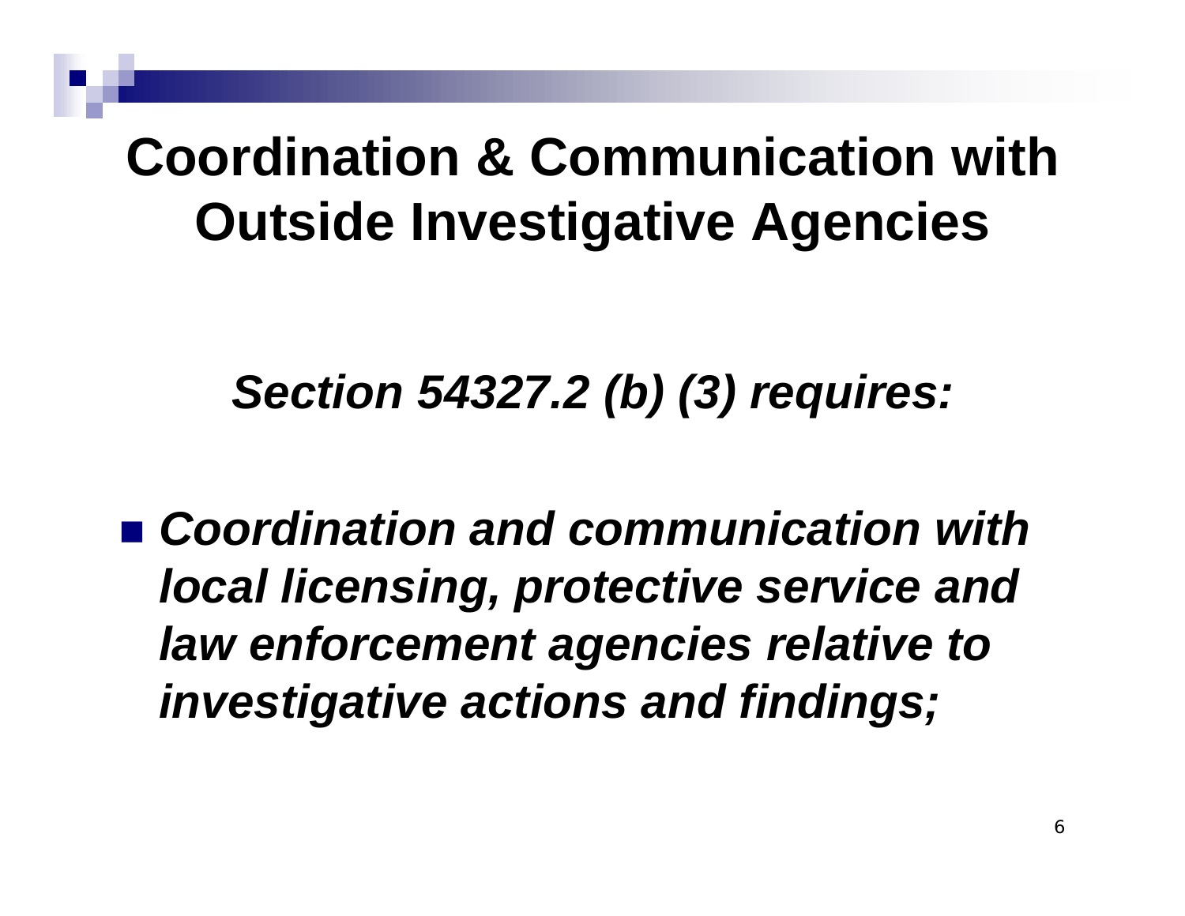# Coordination & Communication with Outside Investigative Agencies

***Section 54327.2 (b) (3) requires:***

- ***Coordination and communication with local licensing, protective service and law enforcement agencies relative to investigative actions and findings;***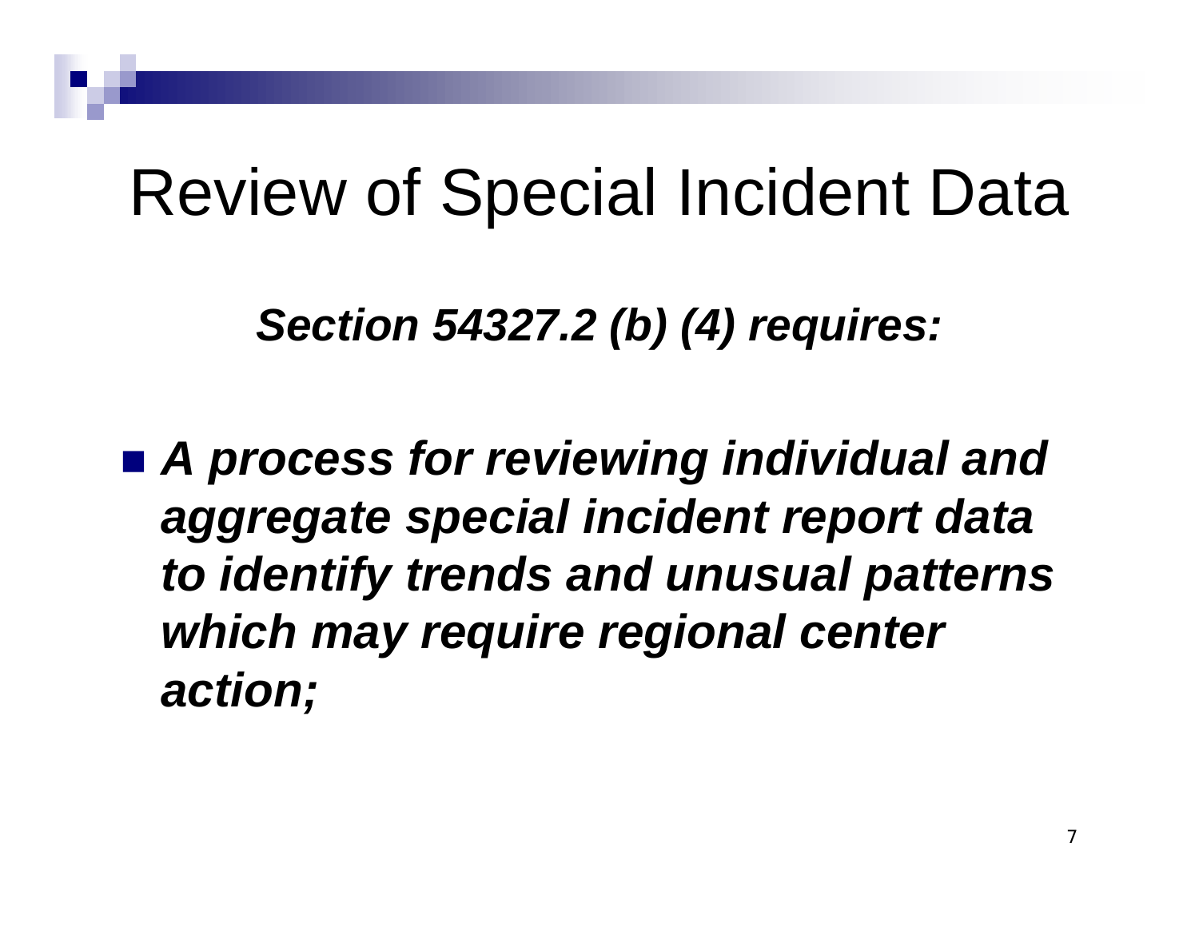# Review of Special Incident Data

***Section 54327.2 (b) (4) requires:***

- ***A process for reviewing individual and aggregate special incident report data to identify trends and unusual patterns which may require regional center action;***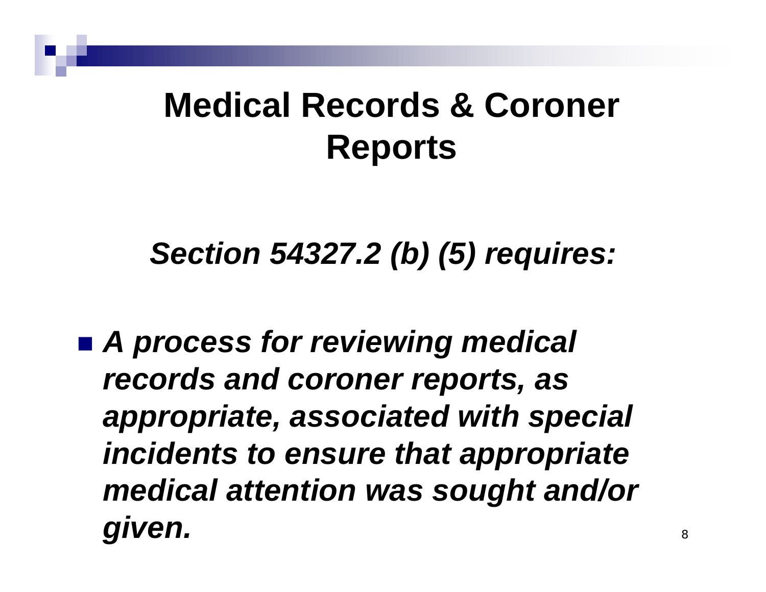# Medical Records & Coroner Reports

***Section 54327.2 (b) (5) requires:***

- ***A process for reviewing medical records and coroner reports, as appropriate, associated with special incidents to ensure that appropriate medical attention was sought and/or given.***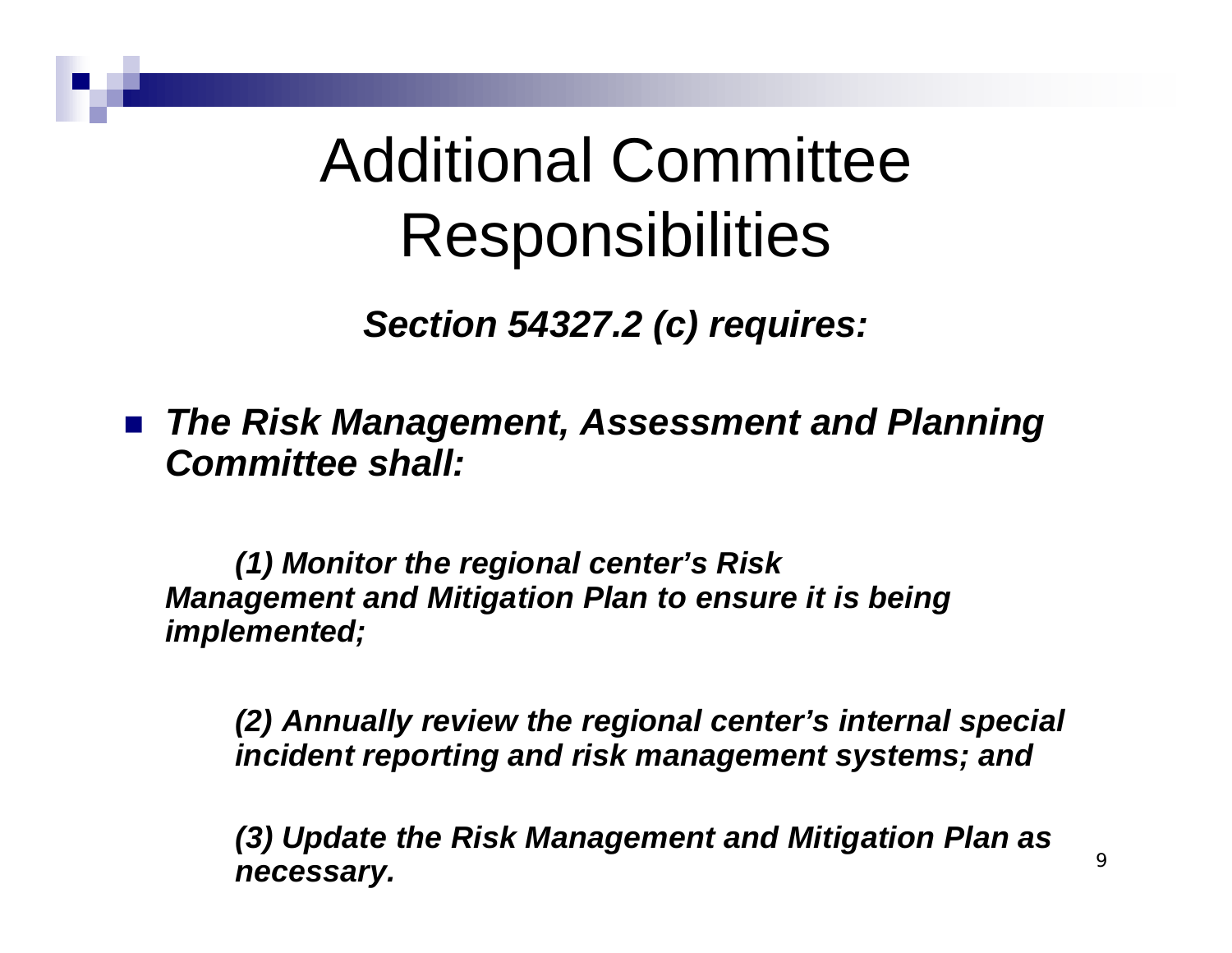# Additional Committee Responsibilities

***Section 54327.2 (c) requires:***

- ***The Risk Management, Assessment and Planning Committee shall:***

***(1) Monitor the regional center's Risk Management and Mitigation Plan to ensure it is being implemented;***

***(2) Annually review the regional center's internal special incident reporting and risk management systems; and***

***(3) Update the Risk Management and Mitigation Plan as necessary.***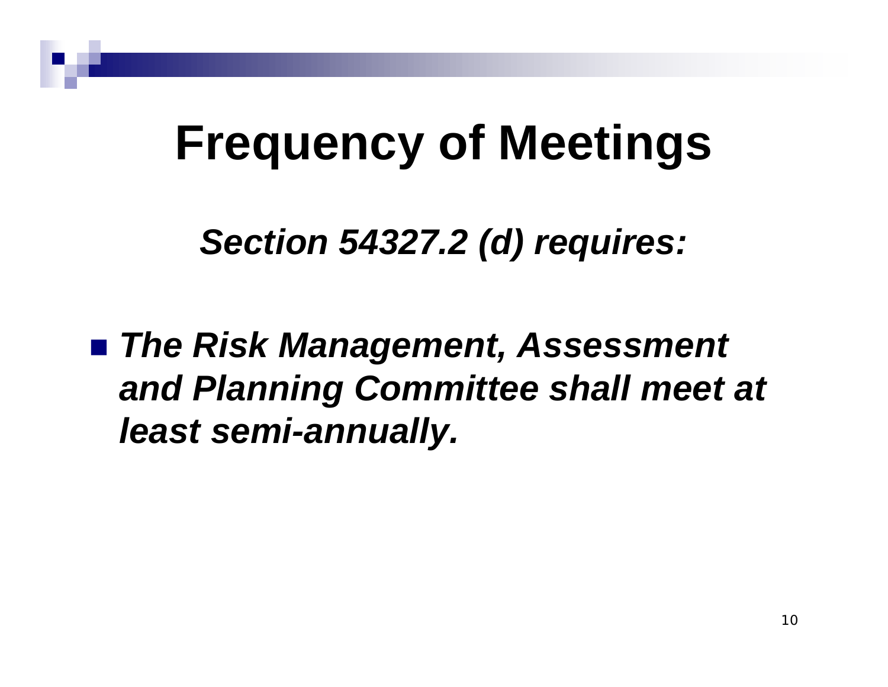# Frequency of Meetings

***Section 54327.2 (d) requires:***

- ***The Risk Management, Assessment and Planning Committee shall meet at least semi-annually.***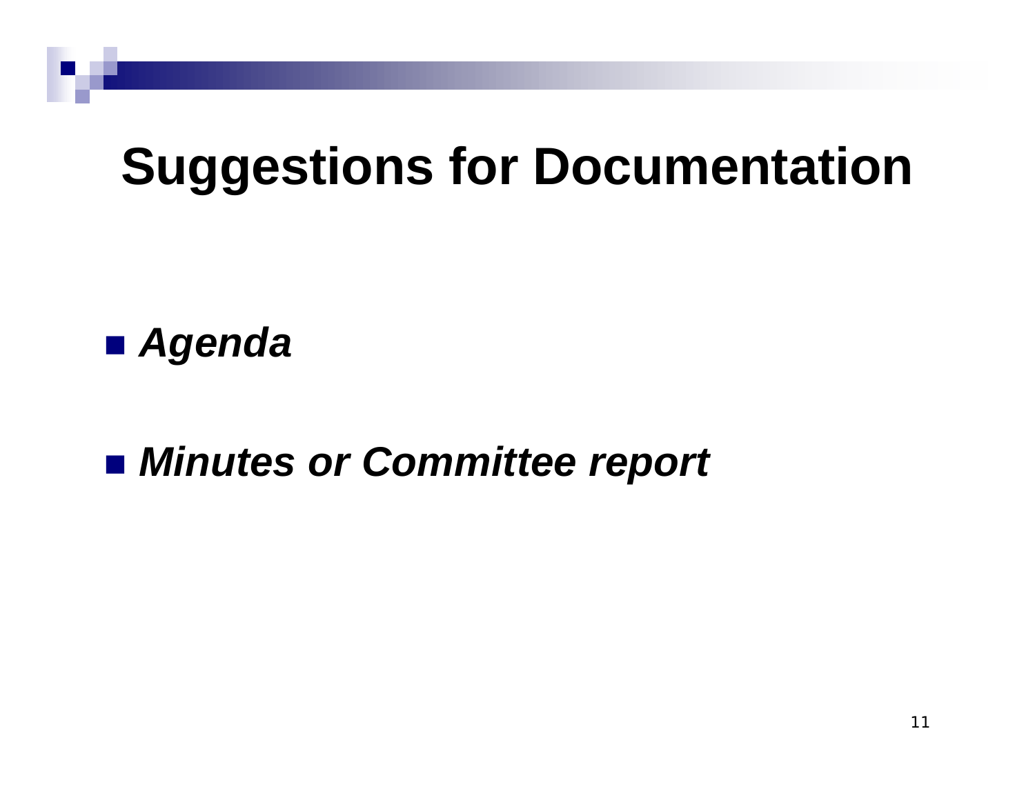# Suggestions for Documentation

- ***Agenda***
- ***Minutes or Committee report***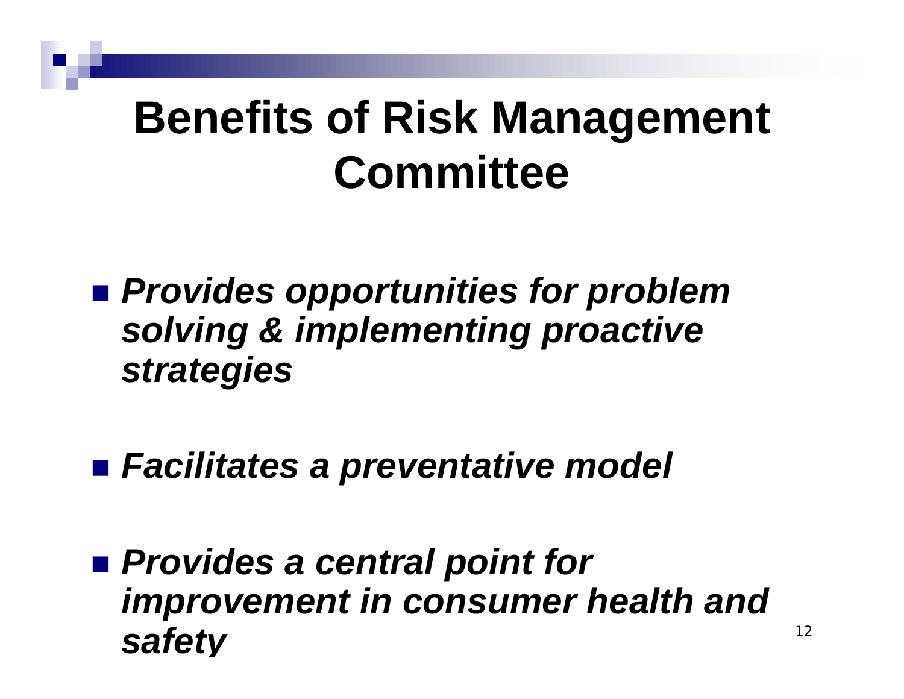# Benefits of Risk Management Committee

- ***Provides opportunities for problem solving & implementing proactive strategies***

- ***Facilitates a preventative model***

- ***Provides a central point for improvement in consumer health and safety***